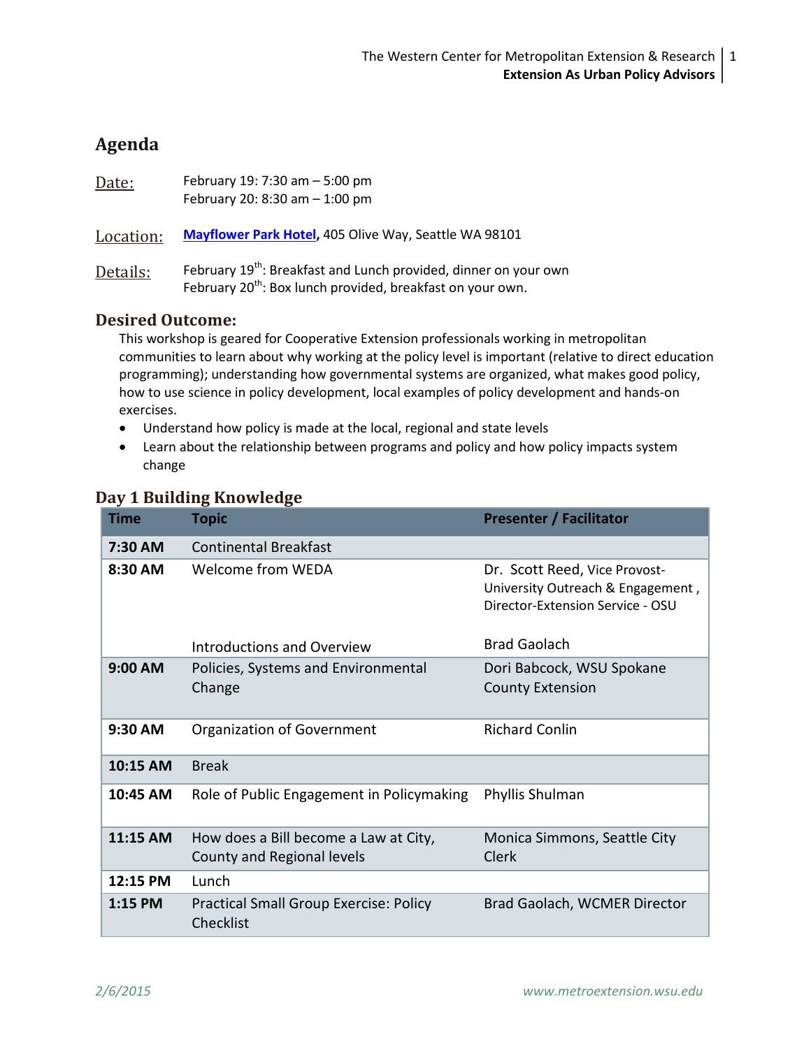## Agenda

**Date:** February 19: 7:30 am – 5:00 pm
February 20: 8:30 am – 1:00 pm

**Location:** **Mayflower Park Hotel**, 405 Olive Way, Seattle WA 98101

**Details:** February 19th: Breakfast and Lunch provided, dinner on your own
February 20th: Box lunch provided, breakfast on your own.

### Desired Outcome:

This workshop is geared for Cooperative Extension professionals working in metropolitan communities to learn about why working at the policy level is important (relative to direct education programming); understanding how governmental systems are organized, what makes good policy, how to use science in policy development, local examples of policy development and hands-on exercises.

- Understand how policy is made at the local, regional and state levels
- Learn about the relationship between programs and policy and how policy impacts system change

### Day 1 Building Knowledge

| Time | Topic | Presenter / Facilitator |
|---|---|---|
| **7:30 AM** | Continental Breakfast | |
| **8:30 AM** | Welcome from WEDA | Dr. Scott Reed, Vice Provost-University Outreach & Engagement , Director-Extension Service - OSU |
| | Introductions and Overview | Brad Gaolach |
| **9:00 AM** | Policies, Systems and Environmental Change | Dori Babcock, WSU Spokane County Extension |
| **9:30 AM** | Organization of Government | Richard Conlin |
| **10:15 AM** | Break | |
| **10:45 AM** | Role of Public Engagement in Policymaking | Phyllis Shulman |
| **11:15 AM** | How does a Bill become a Law at City, County and Regional levels | Monica Simmons, Seattle City Clerk |
| **12:15 PM** | Lunch | |
| **1:15 PM** | Practical Small Group Exercise: Policy Checklist | Brad Gaolach, WCMER Director |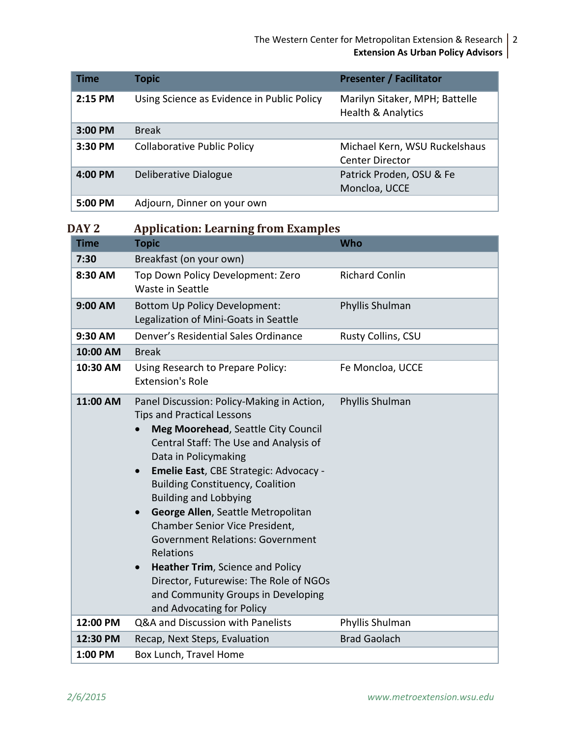| Time | Topic | Presenter / Facilitator |
|---|---|---|
| **2:15 PM** | Using Science as Evidence in Public Policy | Marilyn Sitaker, MPH; Battelle Health & Analytics |
| **3:00 PM** | Break | |
| **3:30 PM** | Collaborative Public Policy | Michael Kern, WSU Ruckelshaus Center Director |
| **4:00 PM** | Deliberative Dialogue | Patrick Proden, OSU & Fe Moncloa, UCCE |
| **5:00 PM** | Adjourn, Dinner on your own | |

## DAY 2 Application: Learning from Examples

| Time | Topic | Who |
|---|---|---|
| **7:30** | Breakfast (on your own) | |
| **8:30 AM** | Top Down Policy Development: Zero Waste in Seattle | Richard Conlin |
| **9:00 AM** | Bottom Up Policy Development: Legalization of Mini-Goats in Seattle | Phyllis Shulman |
| **9:30 AM** | Denver's Residential Sales Ordinance | Rusty Collins, CSU |
| **10:00 AM** | Break | |
| **10:30 AM** | Using Research to Prepare Policy: Extension's Role | Fe Moncloa, UCCE |
| **11:00 AM** | Panel Discussion: Policy-Making in Action, Tips and Practical Lessons<br>• **Meg Moorehead**, Seattle City Council Central Staff: The Use and Analysis of Data in Policymaking<br>• **Emelie East**, CBE Strategic: Advocacy - Building Constituency, Coalition Building and Lobbying<br>• **George Allen**, Seattle Metropolitan Chamber Senior Vice President, Government Relations: Government Relations<br>• **Heather Trim**, Science and Policy Director, Futurewise: The Role of NGOs and Community Groups in Developing and Advocating for Policy | Phyllis Shulman |
| **12:00 PM** | Q&A and Discussion with Panelists | Phyllis Shulman |
| **12:30 PM** | Recap, Next Steps, Evaluation | Brad Gaolach |
| **1:00 PM** | Box Lunch, Travel Home | |